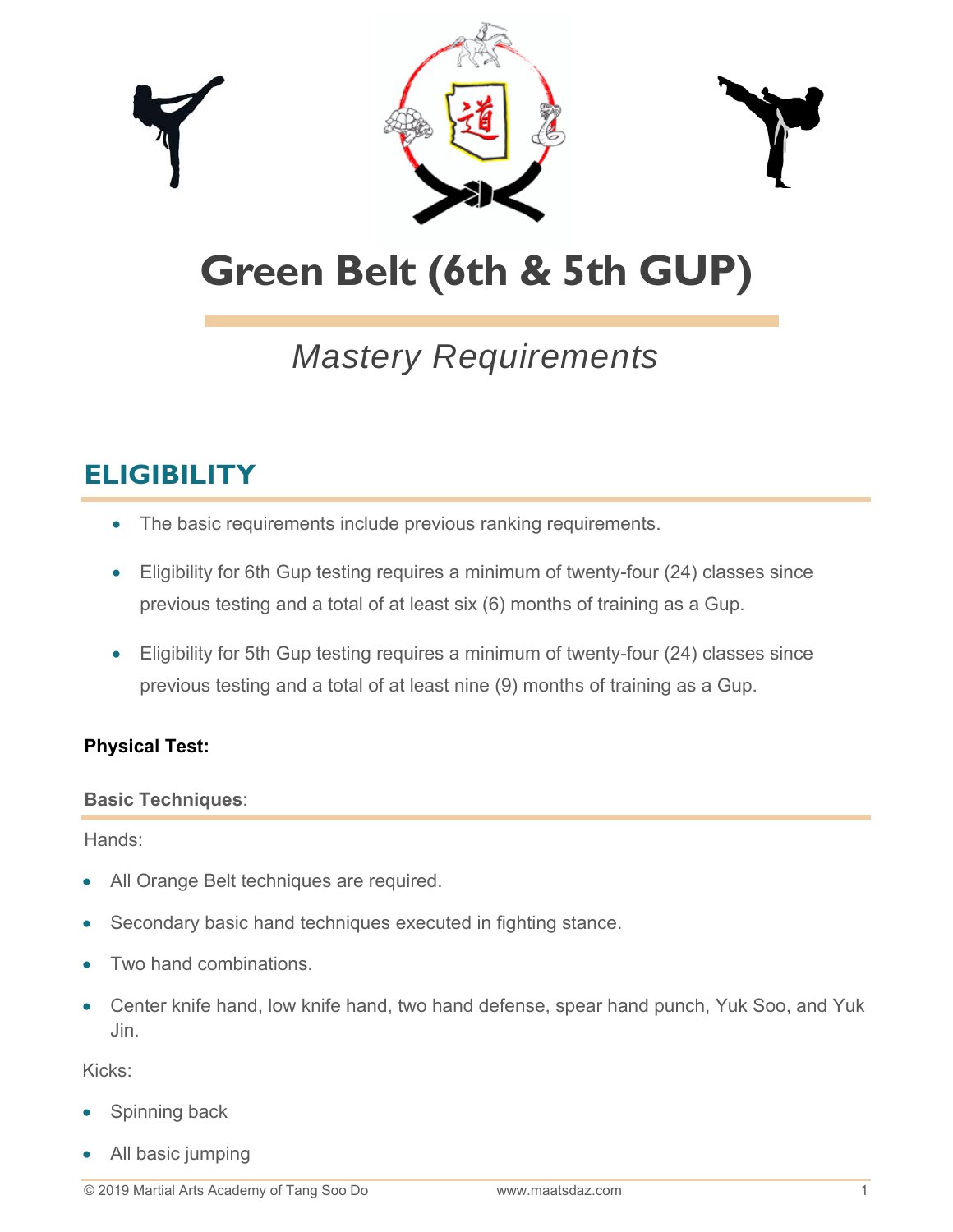# Green Belt (6th & 5th GUP)

*Mastery Requirements*

## ELIGIBILITY

- The basic requirements include previous ranking requirements.
- Eligibility for 6th Gup testing requires a minimum of twenty-four (24) classes since previous testing and a total of at least six (6) months of training as a Gup.
- Eligibility for 5th Gup testing requires a minimum of twenty-four (24) classes since previous testing and a total of at least nine (9) months of training as a Gup.

**Physical Test:**

**Basic Techniques**:

Hands:

- All Orange Belt techniques are required.
- Secondary basic hand techniques executed in fighting stance.
- Two hand combinations.
- Center knife hand, low knife hand, two hand defense, spear hand punch, Yuk Soo, and Yuk Jin.

Kicks:

- Spinning back
- All basic jumping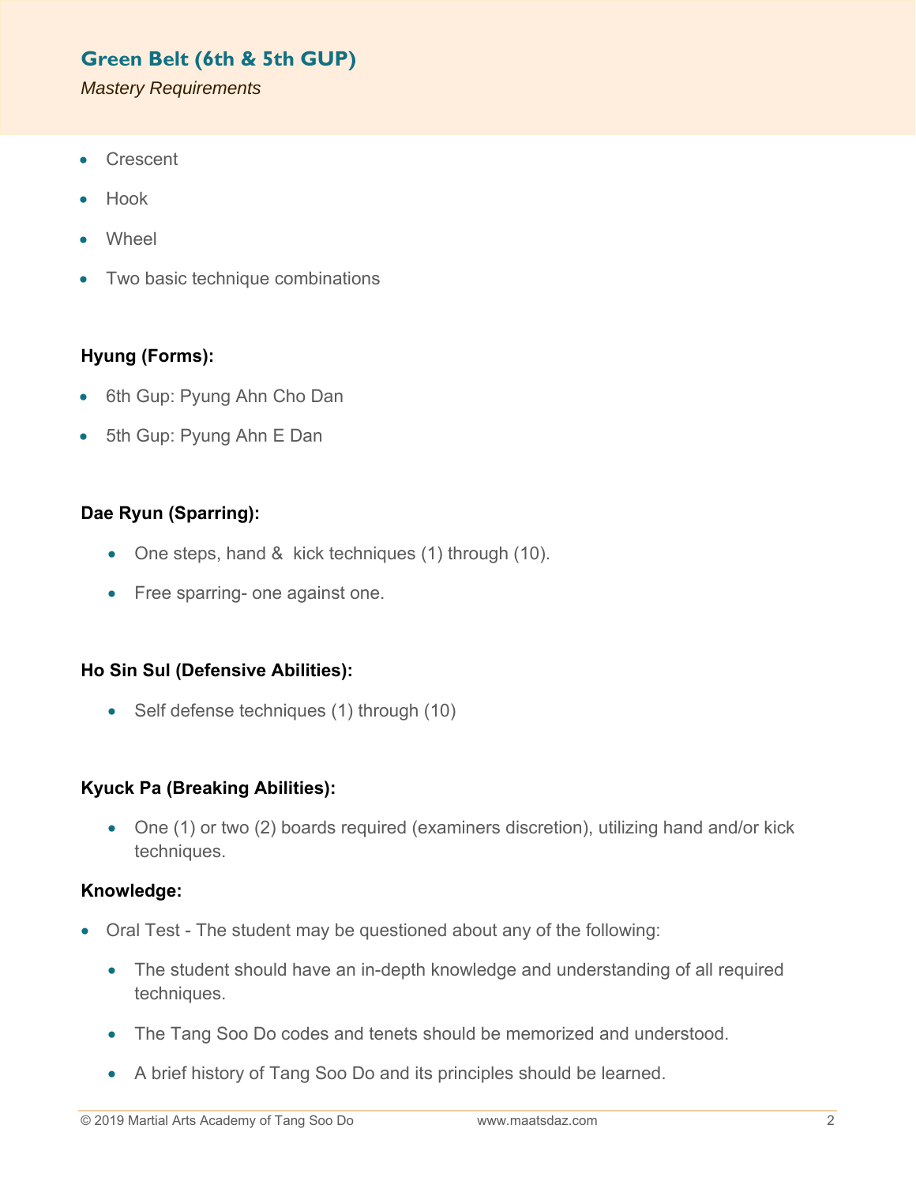## Green Belt (6th & 5th GUP)

*Mastery Requirements*

- Crescent
- Hook
- Wheel
- Two basic technique combinations

**Hyung (Forms):**

- 6th Gup: Pyung Ahn Cho Dan
- 5th Gup: Pyung Ahn E Dan

**Dae Ryun (Sparring):**

- One steps, hand & kick techniques (1) through (10).
- Free sparring- one against one.

**Ho Sin Sul (Defensive Abilities):**

- Self defense techniques (1) through (10)

**Kyuck Pa (Breaking Abilities):**

- One (1) or two (2) boards required (examiners discretion), utilizing hand and/or kick techniques.

**Knowledge:**

- Oral Test - The student may be questioned about any of the following:
  - The student should have an in-depth knowledge and understanding of all required techniques.
  - The Tang Soo Do codes and tenets should be memorized and understood.
  - A brief history of Tang Soo Do and its principles should be learned.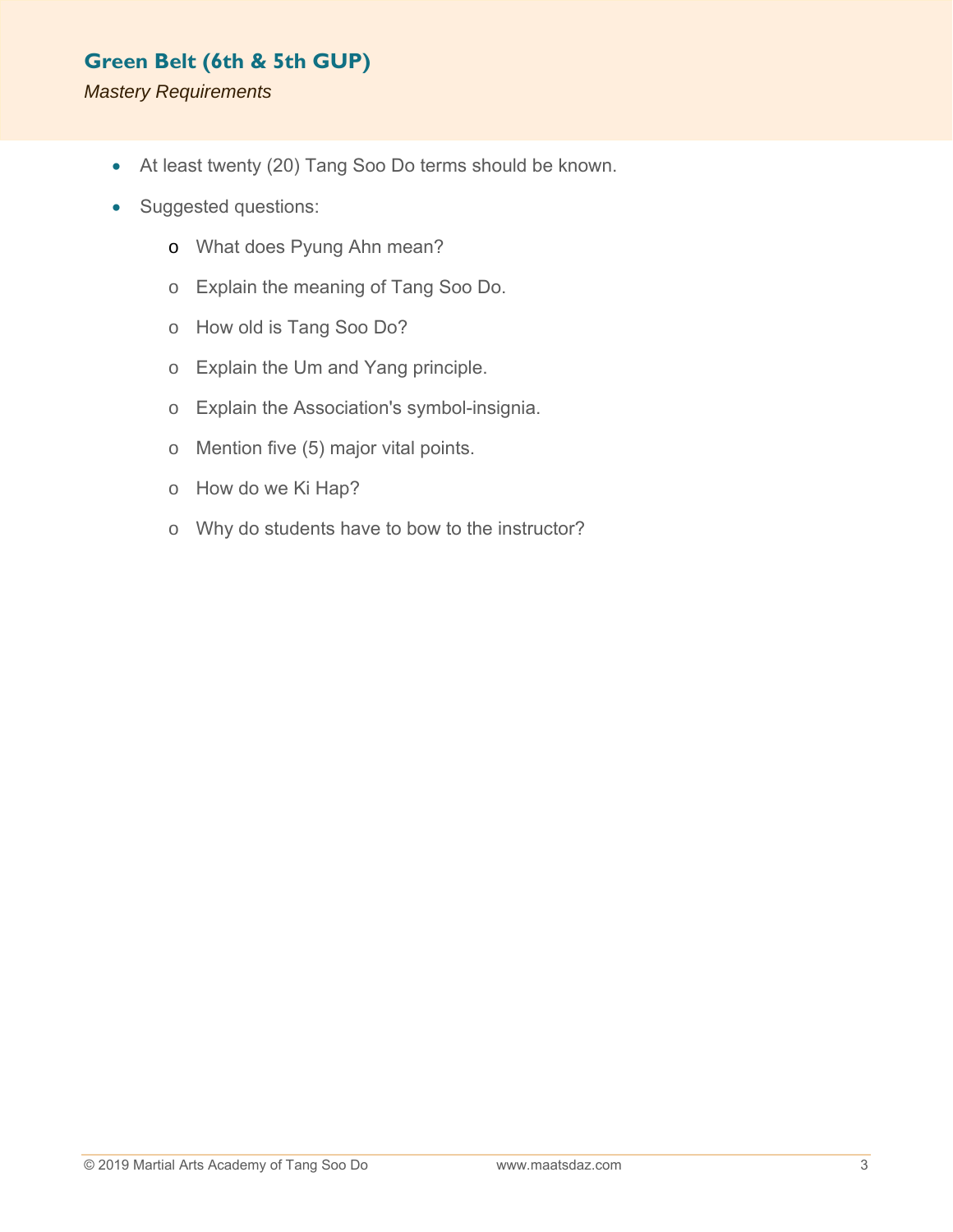## Green Belt (6th & 5th GUP)

*Mastery Requirements*

- At least twenty (20) Tang Soo Do terms should be known.
- Suggested questions:
  - What does Pyung Ahn mean?
  - Explain the meaning of Tang Soo Do.
  - How old is Tang Soo Do?
  - Explain the Um and Yang principle.
  - Explain the Association's symbol-insignia.
  - Mention five (5) major vital points.
  - How do we Ki Hap?
  - Why do students have to bow to the instructor?